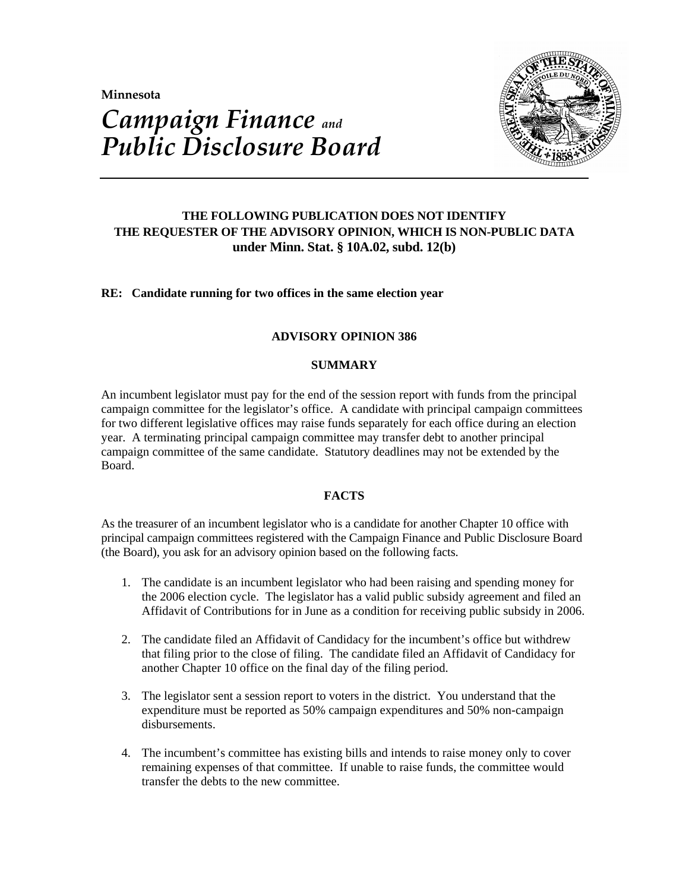Minnesota

# *Campaign Finance and Public Disclosure Board*

**THE FOLLOWING PUBLICATION DOES NOT IDENTIFY THE REQUESTER OF THE ADVISORY OPINION, WHICH IS NON-PUBLIC DATA under Minn. Stat. § 10A.02, subd. 12(b)**

**RE: Candidate running for two offices in the same election year**

## ADVISORY OPINION 386

### SUMMARY

An incumbent legislator must pay for the end of the session report with funds from the principal campaign committee for the legislator's office. A candidate with principal campaign committees for two different legislative offices may raise funds separately for each office during an election year. A terminating principal campaign committee may transfer debt to another principal campaign committee of the same candidate. Statutory deadlines may not be extended by the Board.

### FACTS

As the treasurer of an incumbent legislator who is a candidate for another Chapter 10 office with principal campaign committees registered with the Campaign Finance and Public Disclosure Board (the Board), you ask for an advisory opinion based on the following facts.

1. The candidate is an incumbent legislator who had been raising and spending money for the 2006 election cycle. The legislator has a valid public subsidy agreement and filed an Affidavit of Contributions for in June as a condition for receiving public subsidy in 2006.
2. The candidate filed an Affidavit of Candidacy for the incumbent's office but withdrew that filing prior to the close of filing. The candidate filed an Affidavit of Candidacy for another Chapter 10 office on the final day of the filing period.
3. The legislator sent a session report to voters in the district. You understand that the expenditure must be reported as 50% campaign expenditures and 50% non-campaign disbursements.
4. The incumbent's committee has existing bills and intends to raise money only to cover remaining expenses of that committee. If unable to raise funds, the committee would transfer the debts to the new committee.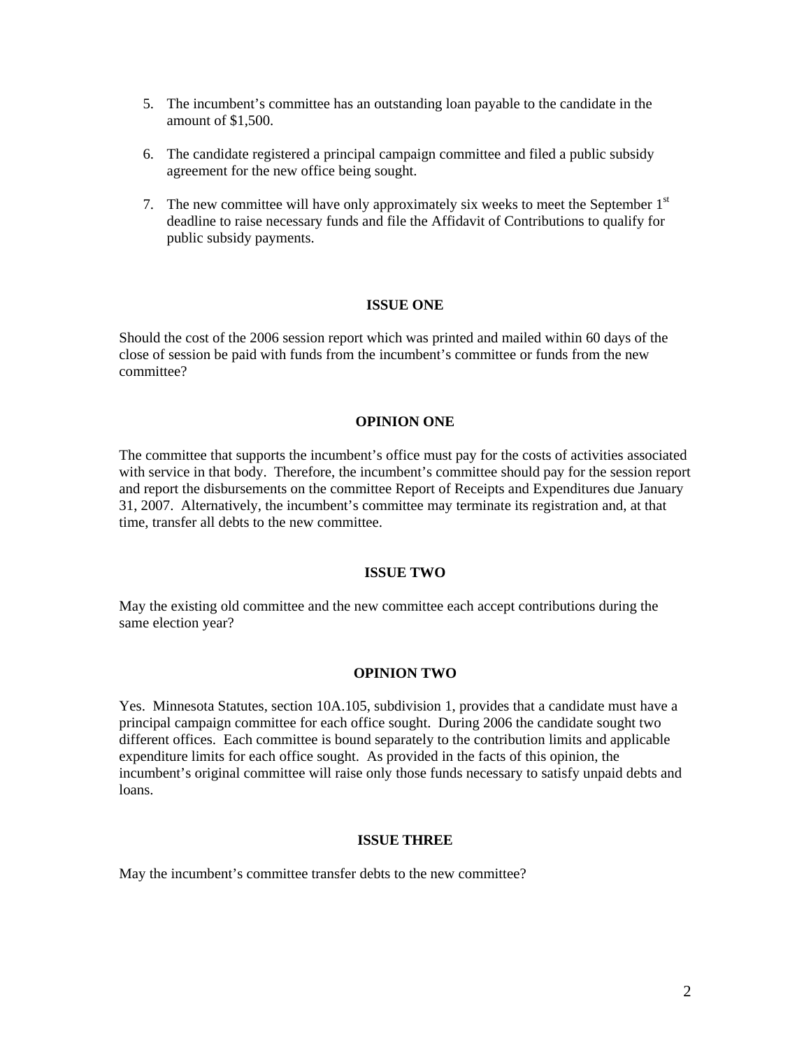5. The incumbent's committee has an outstanding loan payable to the candidate in the amount of $1,500.

6. The candidate registered a principal campaign committee and filed a public subsidy agreement for the new office being sought.

7. The new committee will have only approximately six weeks to meet the September 1st deadline to raise necessary funds and file the Affidavit of Contributions to qualify for public subsidy payments.

## ISSUE ONE

Should the cost of the 2006 session report which was printed and mailed within 60 days of the close of session be paid with funds from the incumbent's committee or funds from the new committee?

## OPINION ONE

The committee that supports the incumbent's office must pay for the costs of activities associated with service in that body. Therefore, the incumbent's committee should pay for the session report and report the disbursements on the committee Report of Receipts and Expenditures due January 31, 2007. Alternatively, the incumbent's committee may terminate its registration and, at that time, transfer all debts to the new committee.

## ISSUE TWO

May the existing old committee and the new committee each accept contributions during the same election year?

## OPINION TWO

Yes. Minnesota Statutes, section 10A.105, subdivision 1, provides that a candidate must have a principal campaign committee for each office sought. During 2006 the candidate sought two different offices. Each committee is bound separately to the contribution limits and applicable expenditure limits for each office sought. As provided in the facts of this opinion, the incumbent's original committee will raise only those funds necessary to satisfy unpaid debts and loans.

## ISSUE THREE

May the incumbent's committee transfer debts to the new committee?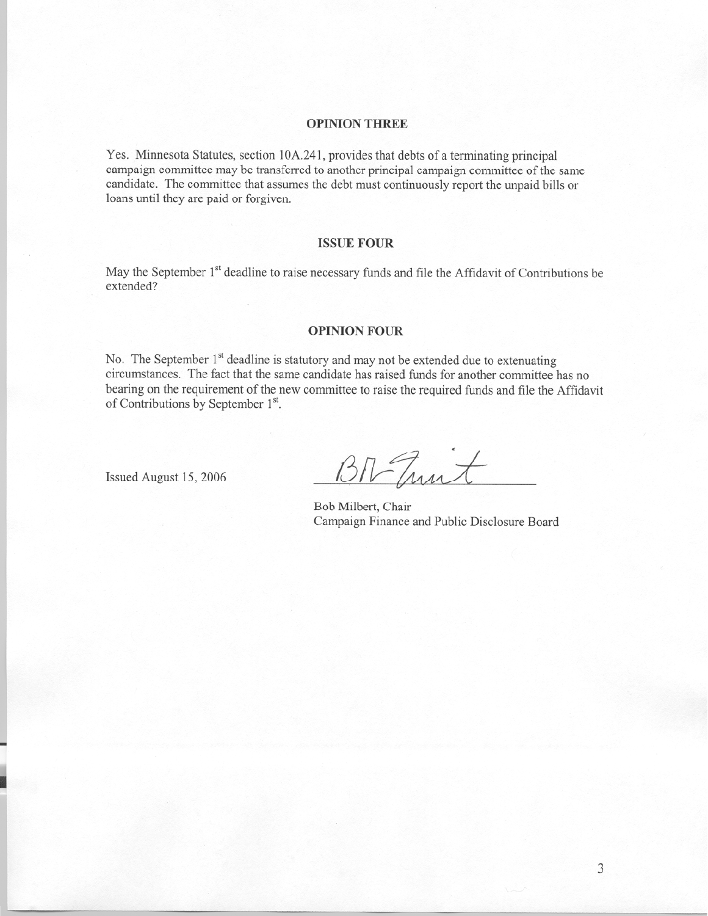## OPINION THREE

Yes. Minnesota Statutes, section 10A.241, provides that debts of a terminating principal campaign committee may be transferred to another principal campaign committee of the same candidate. The committee that assumes the debt must continuously report the unpaid bills or loans until they are paid or forgiven.

## ISSUE FOUR

May the September 1st deadline to raise necessary funds and file the Affidavit of Contributions be extended?

## OPINION FOUR

No. The September 1st deadline is statutory and may not be extended due to extenuating circumstances. The fact that the same candidate has raised funds for another committee has no bearing on the requirement of the new committee to raise the required funds and file the Affidavit of Contributions by September 1st.

Issued August 15, 2006

Bob Milbert, Chair
Campaign Finance and Public Disclosure Board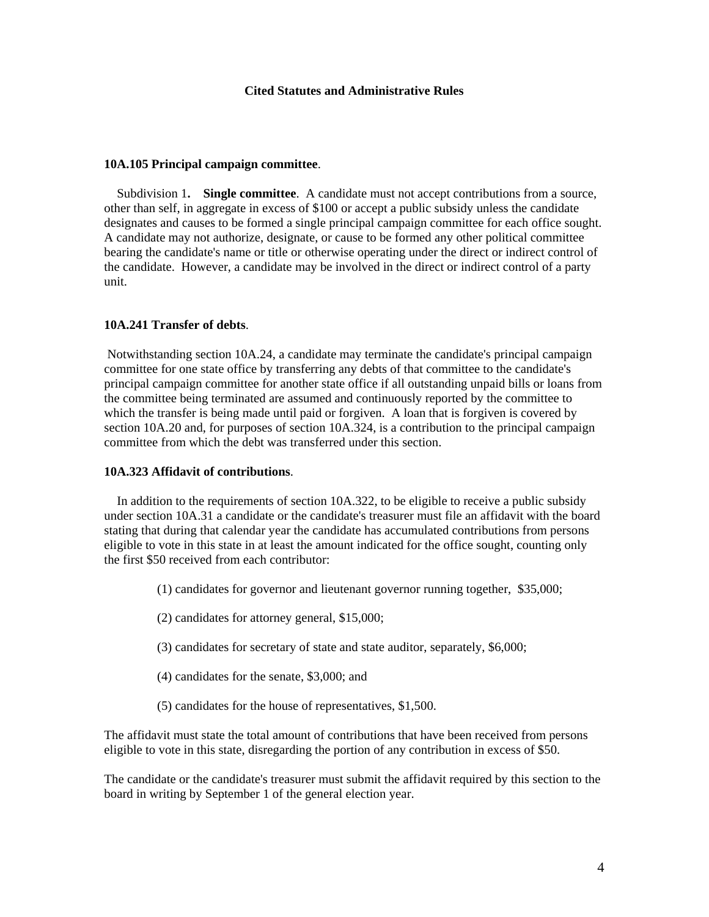## Cited Statutes and Administrative Rules

**10A.105 Principal campaign committee**.

Subdivision 1. **Single committee**. A candidate must not accept contributions from a source, other than self, in aggregate in excess of $100 or accept a public subsidy unless the candidate designates and causes to be formed a single principal campaign committee for each office sought. A candidate may not authorize, designate, or cause to be formed any other political committee bearing the candidate's name or title or otherwise operating under the direct or indirect control of the candidate. However, a candidate may be involved in the direct or indirect control of a party unit.

**10A.241 Transfer of debts**.

Notwithstanding section 10A.24, a candidate may terminate the candidate's principal campaign committee for one state office by transferring any debts of that committee to the candidate's principal campaign committee for another state office if all outstanding unpaid bills or loans from the committee being terminated are assumed and continuously reported by the committee to which the transfer is being made until paid or forgiven. A loan that is forgiven is covered by section 10A.20 and, for purposes of section 10A.324, is a contribution to the principal campaign committee from which the debt was transferred under this section.

**10A.323 Affidavit of contributions**.

In addition to the requirements of section 10A.322, to be eligible to receive a public subsidy under section 10A.31 a candidate or the candidate's treasurer must file an affidavit with the board stating that during that calendar year the candidate has accumulated contributions from persons eligible to vote in this state in at least the amount indicated for the office sought, counting only the first $50 received from each contributor:

(1) candidates for governor and lieutenant governor running together, $35,000;

(2) candidates for attorney general, $15,000;

(3) candidates for secretary of state and state auditor, separately, $6,000;

(4) candidates for the senate, $3,000; and

(5) candidates for the house of representatives, $1,500.

The affidavit must state the total amount of contributions that have been received from persons eligible to vote in this state, disregarding the portion of any contribution in excess of $50.

The candidate or the candidate's treasurer must submit the affidavit required by this section to the board in writing by September 1 of the general election year.